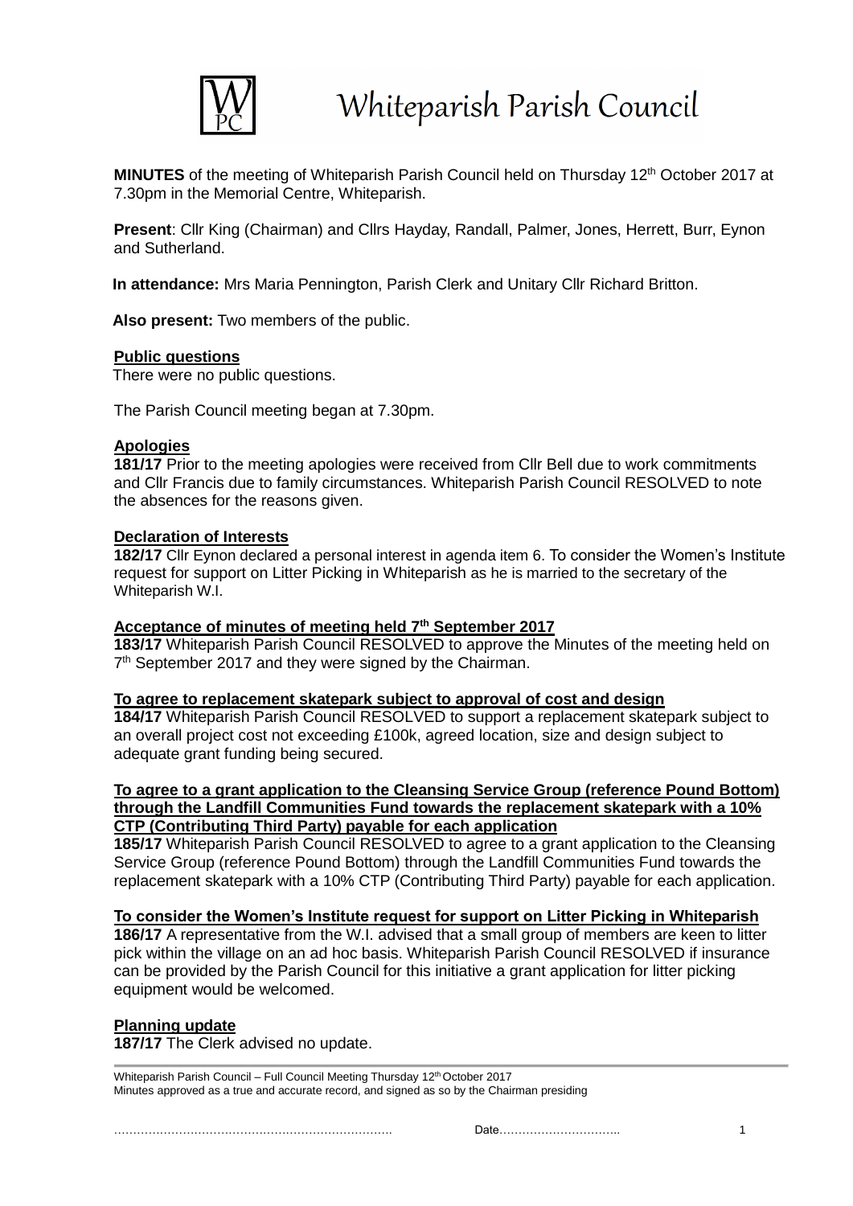# Whiteparish Parish Council

**MINUTES** of the meeting of Whiteparish Parish Council held on Thursday 12th October 2017 at 7.30pm in the Memorial Centre, Whiteparish.

**Present**: Cllr King (Chairman) and Cllrs Hayday, Randall, Palmer, Jones, Herrett, Burr, Eynon and Sutherland.

**In attendance:** Mrs Maria Pennington, Parish Clerk and Unitary Cllr Richard Britton.

**Also present:** Two members of the public.

**Public questions**

There were no public questions.

The Parish Council meeting began at 7.30pm.

**Apologies**

**181/17** Prior to the meeting apologies were received from Cllr Bell due to work commitments and Cllr Francis due to family circumstances. Whiteparish Parish Council RESOLVED to note the absences for the reasons given.

**Declaration of Interests**

**182/17** Cllr Eynon declared a personal interest in agenda item 6. To consider the Women's Institute request for support on Litter Picking in Whiteparish as he is married to the secretary of the Whiteparish W.I.

**Acceptance of minutes of meeting held 7th September 2017**

**183/17** Whiteparish Parish Council RESOLVED to approve the Minutes of the meeting held on 7th September 2017 and they were signed by the Chairman.

**To agree to replacement skatepark subject to approval of cost and design**

**184/17** Whiteparish Parish Council RESOLVED to support a replacement skatepark subject to an overall project cost not exceeding £100k, agreed location, size and design subject to adequate grant funding being secured.

**To agree to a grant application to the Cleansing Service Group (reference Pound Bottom) through the Landfill Communities Fund towards the replacement skatepark with a 10% CTP (Contributing Third Party) payable for each application**

**185/17** Whiteparish Parish Council RESOLVED to agree to a grant application to the Cleansing Service Group (reference Pound Bottom) through the Landfill Communities Fund towards the replacement skatepark with a 10% CTP (Contributing Third Party) payable for each application.

**To consider the Women's Institute request for support on Litter Picking in Whiteparish**

**186/17** A representative from the W.I. advised that a small group of members are keen to litter pick within the village on an ad hoc basis. Whiteparish Parish Council RESOLVED if insurance can be provided by the Parish Council for this initiative a grant application for litter picking equipment would be welcomed.

**Planning update**

**187/17** The Clerk advised no update.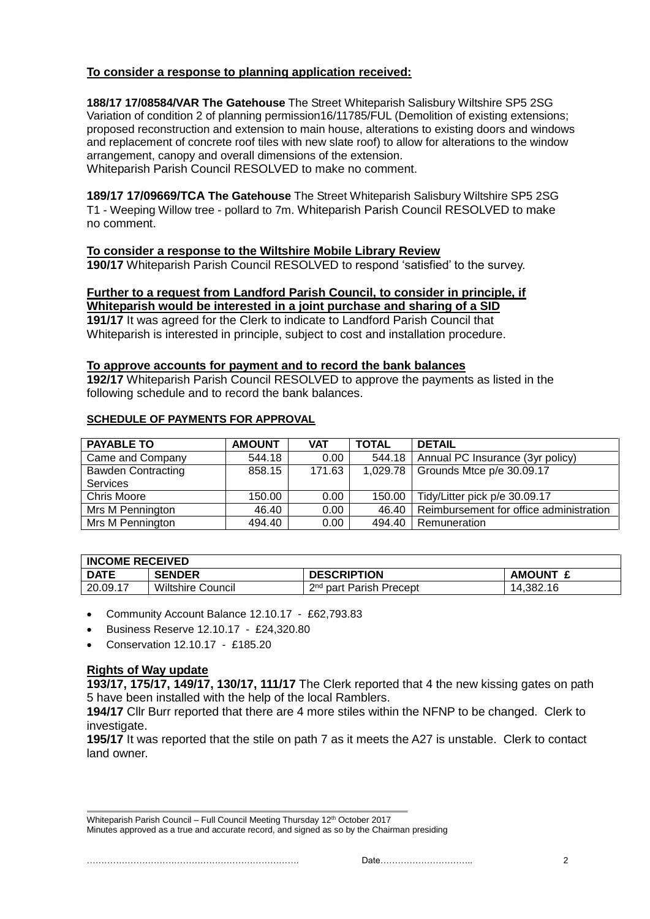**To consider a response to planning application received:**

**188/17 17/08584/VAR The Gatehouse** The Street Whiteparish Salisbury Wiltshire SP5 2SG Variation of condition 2 of planning permission16/11785/FUL (Demolition of existing extensions; proposed reconstruction and extension to main house, alterations to existing doors and windows and replacement of concrete roof tiles with new slate roof) to allow for alterations to the window arrangement, canopy and overall dimensions of the extension.
Whiteparish Parish Council RESOLVED to make no comment.

**189/17 17/09669/TCA The Gatehouse** The Street Whiteparish Salisbury Wiltshire SP5 2SG T1 - Weeping Willow tree - pollard to 7m. Whiteparish Parish Council RESOLVED to make no comment.

**To consider a response to the Wiltshire Mobile Library Review**
**190/17** Whiteparish Parish Council RESOLVED to respond 'satisfied' to the survey.

**Further to a request from Landford Parish Council, to consider in principle, if Whiteparish would be interested in a joint purchase and sharing of a SID**
**191/17** It was agreed for the Clerk to indicate to Landford Parish Council that Whiteparish is interested in principle, subject to cost and installation procedure.

**To approve accounts for payment and to record the bank balances**
**192/17** Whiteparish Parish Council RESOLVED to approve the payments as listed in the following schedule and to record the bank balances.

**SCHEDULE OF PAYMENTS FOR APPROVAL**

| PAYABLE TO | AMOUNT | VAT | TOTAL | DETAIL |
|---|---|---|---|---|
| Came and Company | 544.18 | 0.00 | 544.18 | Annual PC Insurance (3yr policy) |
| Bawden Contracting Services | 858.15 | 171.63 | 1,029.78 | Grounds Mtce p/e 30.09.17 |
| Chris Moore | 150.00 | 0.00 | 150.00 | Tidy/Litter pick p/e 30.09.17 |
| Mrs M Pennington | 46.40 | 0.00 | 46.40 | Reimbursement for office administration |
| Mrs M Pennington | 494.40 | 0.00 | 494.40 | Remuneration |

| INCOME RECEIVED | | | |
|---|---|---|---|
| DATE | SENDER | DESCRIPTION | AMOUNT £ |
| 20.09.17 | Wiltshire Council | 2nd part Parish Precept | 14,382.16 |

- Community Account Balance 12.10.17 - £62,793.83
- Business Reserve 12.10.17 - £24,320.80
- Conservation 12.10.17 - £185.20

**Rights of Way update**
**193/17, 175/17, 149/17, 130/17, 111/17** The Clerk reported that 4 the new kissing gates on path 5 have been installed with the help of the local Ramblers.
**194/17** Cllr Burr reported that there are 4 more stiles within the NFNP to be changed. Clerk to investigate.
**195/17** It was reported that the stile on path 7 as it meets the A27 is unstable. Clerk to contact land owner.

Whiteparish Parish Council – Full Council Meeting Thursday 12th October 2017
Minutes approved as a true and accurate record, and signed as so by the Chairman presiding

………………………………………………………………. Date…………………………..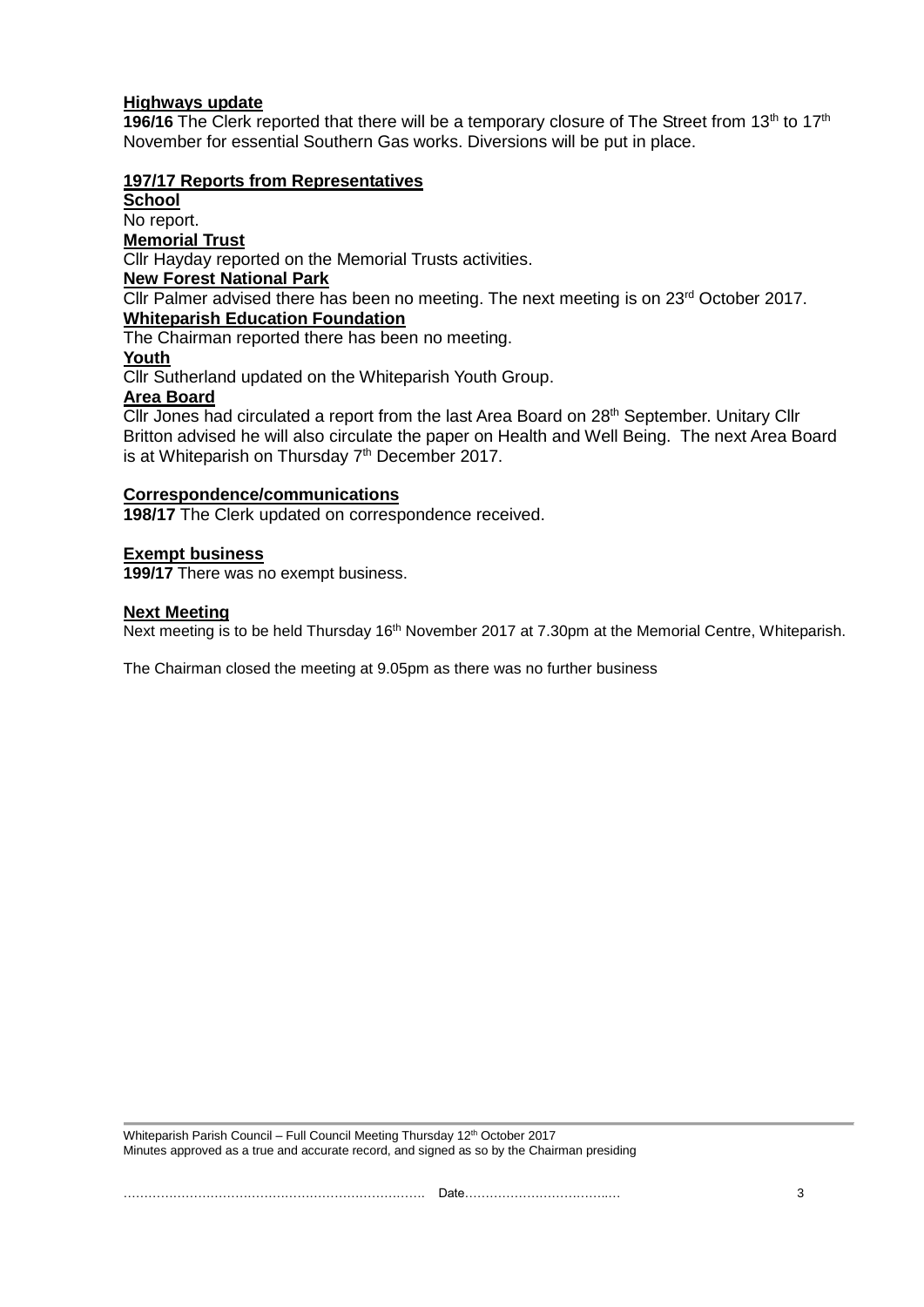**Highways update**

**196/16** The Clerk reported that there will be a temporary closure of The Street from 13th to 17th November for essential Southern Gas works. Diversions will be put in place.

**197/17 Reports from Representatives**

**School**

No report.

**Memorial Trust**

Cllr Hayday reported on the Memorial Trusts activities.

**New Forest National Park**

Cllr Palmer advised there has been no meeting. The next meeting is on 23rd October 2017.

**Whiteparish Education Foundation**

The Chairman reported there has been no meeting.

**Youth**

Cllr Sutherland updated on the Whiteparish Youth Group.

**Area Board**

Cllr Jones had circulated a report from the last Area Board on 28th September. Unitary Cllr Britton advised he will also circulate the paper on Health and Well Being. The next Area Board is at Whiteparish on Thursday 7th December 2017.

**Correspondence/communications**

**198/17** The Clerk updated on correspondence received.

**Exempt business**

**199/17** There was no exempt business.

**Next Meeting**

Next meeting is to be held Thursday 16th November 2017 at 7.30pm at the Memorial Centre, Whiteparish.

The Chairman closed the meeting at 9.05pm as there was no further business

Whiteparish Parish Council – Full Council Meeting Thursday 12th October 2017
Minutes approved as a true and accurate record, and signed as so by the Chairman presiding

………………………………………………………………. Date……………………………..…